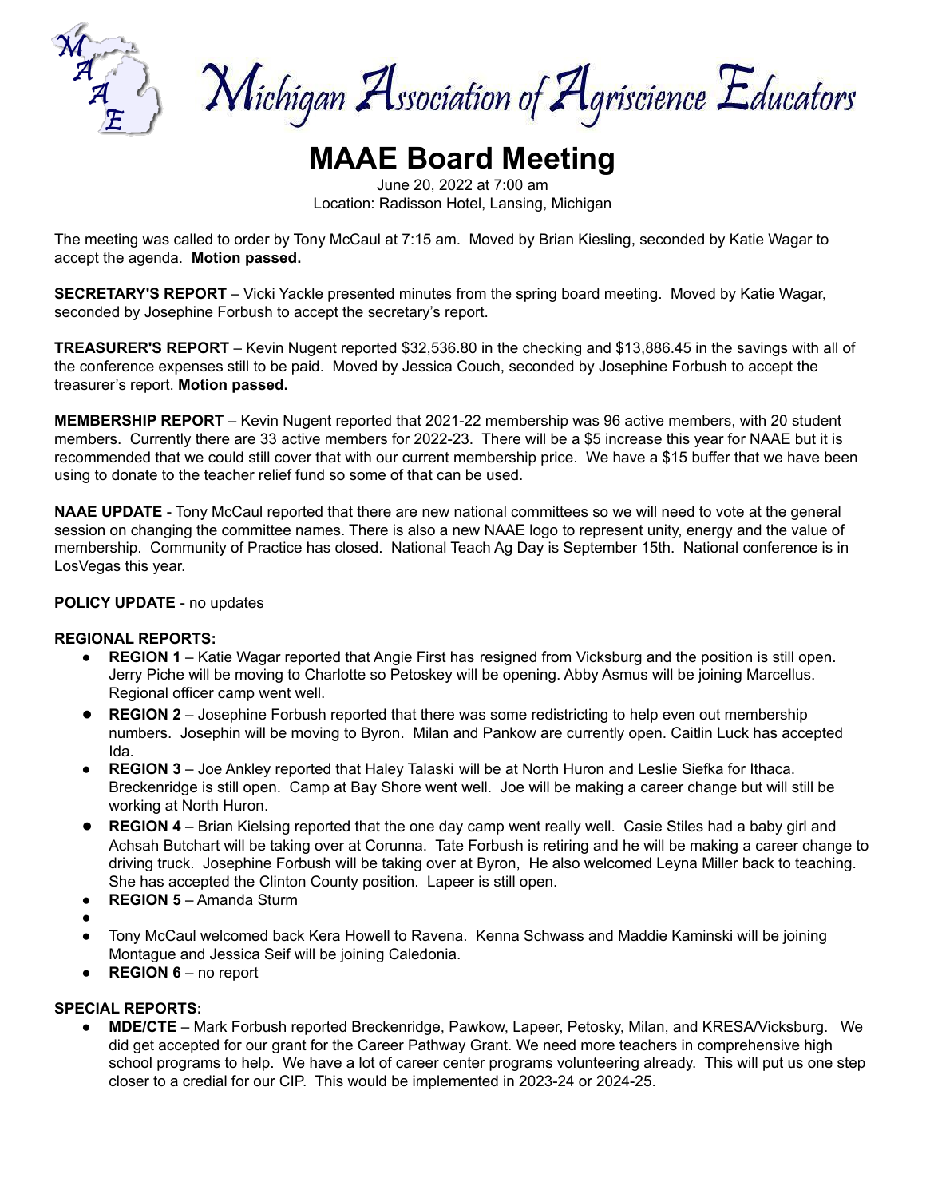# Michigan Association of Agriscience Educators

## MAAE Board Meeting

June 20, 2022 at 7:00 am
Location: Radisson Hotel, Lansing, Michigan

The meeting was called to order by Tony McCaul at 7:15 am. Moved by Brian Kiesling, seconded by Katie Wagar to accept the agenda. **Motion passed.**

**SECRETARY'S REPORT** – Vicki Yackle presented minutes from the spring board meeting. Moved by Katie Wagar, seconded by Josephine Forbush to accept the secretary's report.

**TREASURER'S REPORT** – Kevin Nugent reported $32,536.80 in the checking and $13,886.45 in the savings with all of the conference expenses still to be paid. Moved by Jessica Couch, seconded by Josephine Forbush to accept the treasurer's report. **Motion passed.**

**MEMBERSHIP REPORT** – Kevin Nugent reported that 2021-22 membership was 96 active members, with 20 student members. Currently there are 33 active members for 2022-23. There will be a $5 increase this year for NAAE but it is recommended that we could still cover that with our current membership price. We have a $15 buffer that we have been using to donate to the teacher relief fund so some of that can be used.

**NAAE UPDATE** - Tony McCaul reported that there are new national committees so we will need to vote at the general session on changing the committee names. There is also a new NAAE logo to represent unity, energy and the value of membership. Community of Practice has closed. National Teach Ag Day is September 15th. National conference is in LosVegas this year.

**POLICY UPDATE** - no updates

**REGIONAL REPORTS:**

- **REGION 1** – Katie Wagar reported that Angie First has resigned from Vicksburg and the position is still open. Jerry Piche will be moving to Charlotte so Petoskey will be opening. Abby Asmus will be joining Marcellus. Regional officer camp went well.
- **REGION 2** – Josephine Forbush reported that there was some redistricting to help even out membership numbers. Josephin will be moving to Byron. Milan and Pankow are currently open. Caitlin Luck has accepted Ida.
- **REGION 3** – Joe Ankley reported that Haley Talaski will be at North Huron and Leslie Siefka for Ithaca. Breckenridge is still open. Camp at Bay Shore went well. Joe will be making a career change but will still be working at North Huron.
- **REGION 4** – Brian Kielsing reported that the one day camp went really well. Casie Stiles had a baby girl and Achsah Butchart will be taking over at Corunna. Tate Forbush is retiring and he will be making a career change to driving truck. Josephine Forbush will be taking over at Byron, He also welcomed Leyna Miller back to teaching. She has accepted the Clinton County position. Lapeer is still open.
- **REGION 5** – Amanda Sturm
-
- Tony McCaul welcomed back Kera Howell to Ravena. Kenna Schwass and Maddie Kaminski will be joining Montague and Jessica Seif will be joining Caledonia.
- **REGION 6** – no report

**SPECIAL REPORTS:**

- **MDE/CTE** – Mark Forbush reported Breckenridge, Pawkow, Lapeer, Petosky, Milan, and KRESA/Vicksburg. We did get accepted for our grant for the Career Pathway Grant. We need more teachers in comprehensive high school programs to help. We have a lot of career center programs volunteering already. This will put us one step closer to a credial for our CIP. This would be implemented in 2023-24 or 2024-25.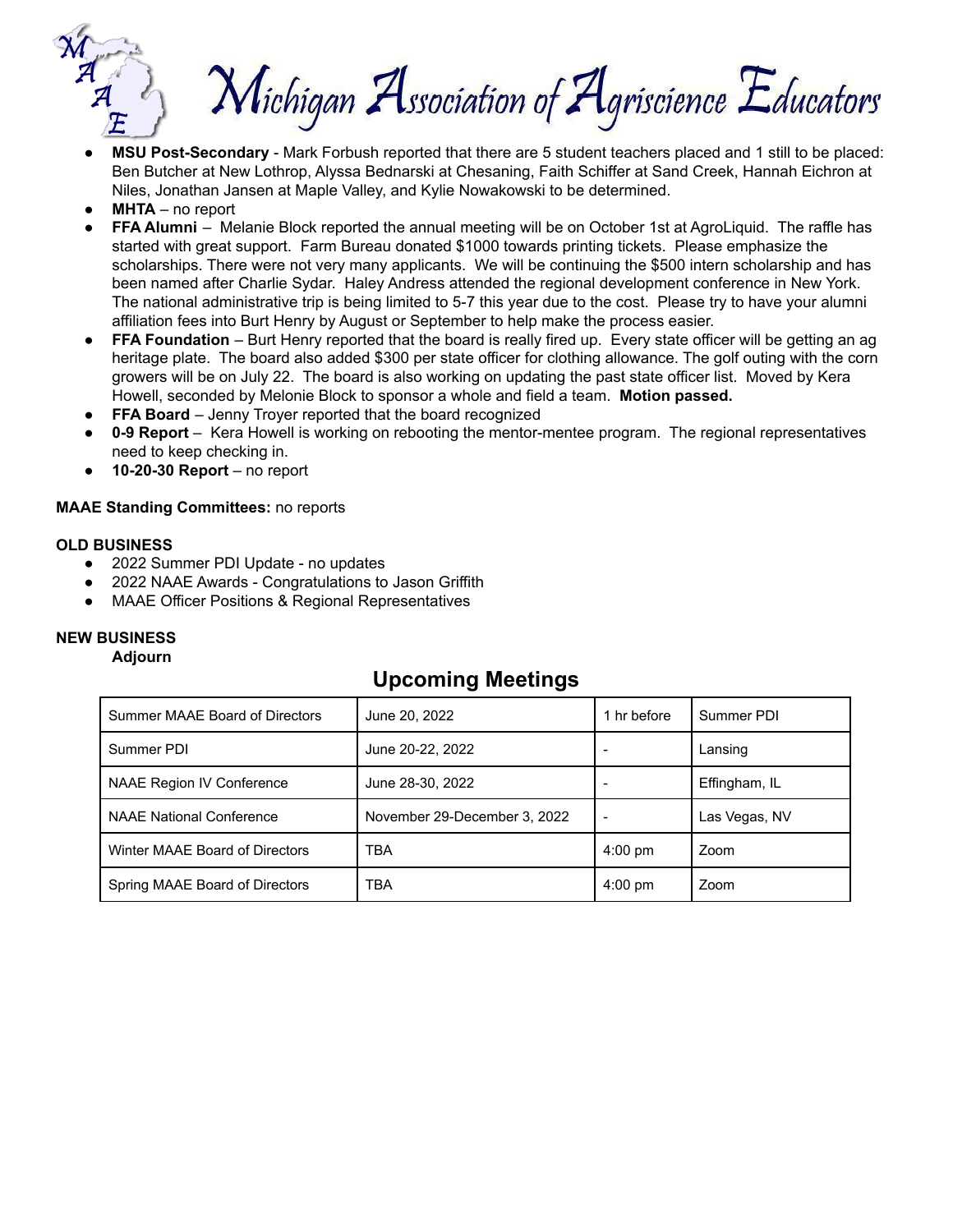- **MSU Post-Secondary** - Mark Forbush reported that there are 5 student teachers placed and 1 still to be placed: Ben Butcher at New Lothrop, Alyssa Bednarski at Chesaning, Faith Schiffer at Sand Creek, Hannah Eichron at Niles, Jonathan Jansen at Maple Valley, and Kylie Nowakowski to be determined.
- **MHTA** – no report
- **FFA Alumni** – Melanie Block reported the annual meeting will be on October 1st at AgroLiquid. The raffle has started with great support. Farm Bureau donated $1000 towards printing tickets. Please emphasize the scholarships. There were not very many applicants. We will be continuing the $500 intern scholarship and has been named after Charlie Sydar. Haley Andress attended the regional development conference in New York. The national administrative trip is being limited to 5-7 this year due to the cost. Please try to have your alumni affiliation fees into Burt Henry by August or September to help make the process easier.
- **FFA Foundation** – Burt Henry reported that the board is really fired up. Every state officer will be getting an ag heritage plate. The board also added $300 per state officer for clothing allowance. The golf outing with the corn growers will be on July 22. The board is also working on updating the past state officer list. Moved by Kera Howell, seconded by Melonie Block to sponsor a whole and field a team. **Motion passed.**
- **FFA Board** – Jenny Troyer reported that the board recognized
- **0-9 Report** – Kera Howell is working on rebooting the mentor-mentee program. The regional representatives need to keep checking in.
- **10-20-30 Report** – no report

**MAAE Standing Committees:** no reports

**OLD BUSINESS**

- 2022 Summer PDI Update - no updates
- 2022 NAAE Awards - Congratulations to Jason Griffith
- MAAE Officer Positions & Regional Representatives

**NEW BUSINESS**

**Adjourn**

## Upcoming Meetings

| | | | |
|---|---|---|---|
| Summer MAAE Board of Directors | June 20, 2022 | 1 hr before | Summer PDI |
| Summer PDI | June 20-22, 2022 | - | Lansing |
| NAAE Region IV Conference | June 28-30, 2022 | - | Effingham, IL |
| NAAE National Conference | November 29-December 3, 2022 | - | Las Vegas, NV |
| Winter MAAE Board of Directors | TBA | 4:00 pm | Zoom |
| Spring MAAE Board of Directors | TBA | 4:00 pm | Zoom |